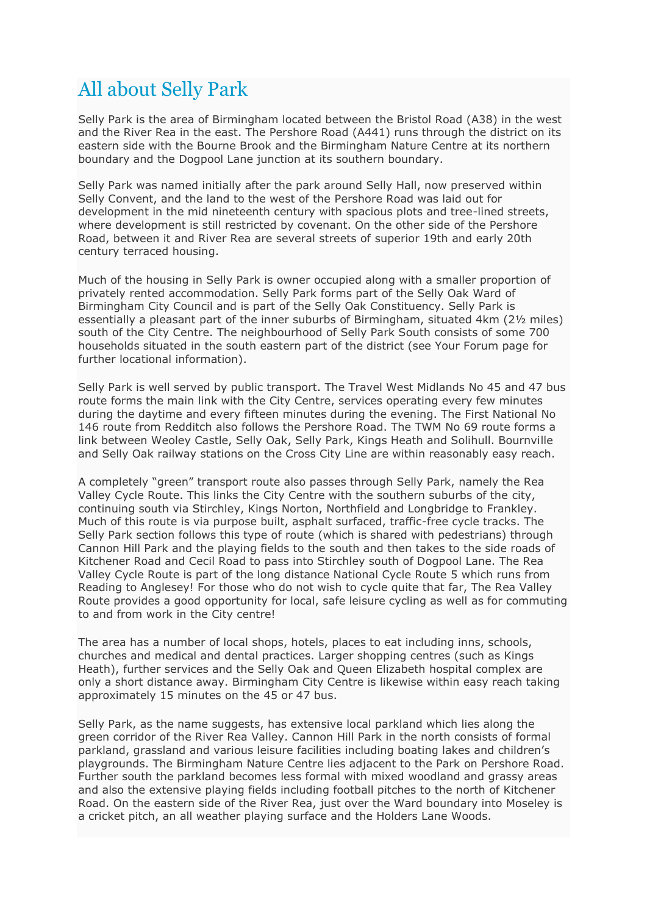# All about Selly Park

Selly Park is the area of Birmingham located between the Bristol Road (A38) in the west and the River Rea in the east. The Pershore Road (A441) runs through the district on its eastern side with the Bourne Brook and the Birmingham Nature Centre at its northern boundary and the Dogpool Lane junction at its southern boundary.

Selly Park was named initially after the park around Selly Hall, now preserved within Selly Convent, and the land to the west of the Pershore Road was laid out for development in the mid nineteenth century with spacious plots and tree-lined streets, where development is still restricted by covenant. On the other side of the Pershore Road, between it and River Rea are several streets of superior 19th and early 20th century terraced housing.

Much of the housing in Selly Park is owner occupied along with a smaller proportion of privately rented accommodation. Selly Park forms part of the Selly Oak Ward of Birmingham City Council and is part of the Selly Oak Constituency. Selly Park is essentially a pleasant part of the inner suburbs of Birmingham, situated 4km (2½ miles) south of the City Centre. The neighbourhood of Selly Park South consists of some 700 households situated in the south eastern part of the district (see Your Forum page for further locational information).

Selly Park is well served by public transport. The Travel West Midlands No 45 and 47 bus route forms the main link with the City Centre, services operating every few minutes during the daytime and every fifteen minutes during the evening. The First National No 146 route from Redditch also follows the Pershore Road. The TWM No 69 route forms a link between Weoley Castle, Selly Oak, Selly Park, Kings Heath and Solihull. Bournville and Selly Oak railway stations on the Cross City Line are within reasonably easy reach.

A completely "green" transport route also passes through Selly Park, namely the Rea Valley Cycle Route. This links the City Centre with the southern suburbs of the city, continuing south via Stirchley, Kings Norton, Northfield and Longbridge to Frankley. Much of this route is via purpose built, asphalt surfaced, traffic-free cycle tracks. The Selly Park section follows this type of route (which is shared with pedestrians) through Cannon Hill Park and the playing fields to the south and then takes to the side roads of Kitchener Road and Cecil Road to pass into Stirchley south of Dogpool Lane. The Rea Valley Cycle Route is part of the long distance National Cycle Route 5 which runs from Reading to Anglesey! For those who do not wish to cycle quite that far, The Rea Valley Route provides a good opportunity for local, safe leisure cycling as well as for commuting to and from work in the City centre!

The area has a number of local shops, hotels, places to eat including inns, schools, churches and medical and dental practices. Larger shopping centres (such as Kings Heath), further services and the Selly Oak and Queen Elizabeth hospital complex are only a short distance away. Birmingham City Centre is likewise within easy reach taking approximately 15 minutes on the 45 or 47 bus.

Selly Park, as the name suggests, has extensive local parkland which lies along the green corridor of the River Rea Valley. Cannon Hill Park in the north consists of formal parkland, grassland and various leisure facilities including boating lakes and children's playgrounds. The Birmingham Nature Centre lies adjacent to the Park on Pershore Road. Further south the parkland becomes less formal with mixed woodland and grassy areas and also the extensive playing fields including football pitches to the north of Kitchener Road. On the eastern side of the River Rea, just over the Ward boundary into Moseley is a cricket pitch, an all weather playing surface and the Holders Lane Woods.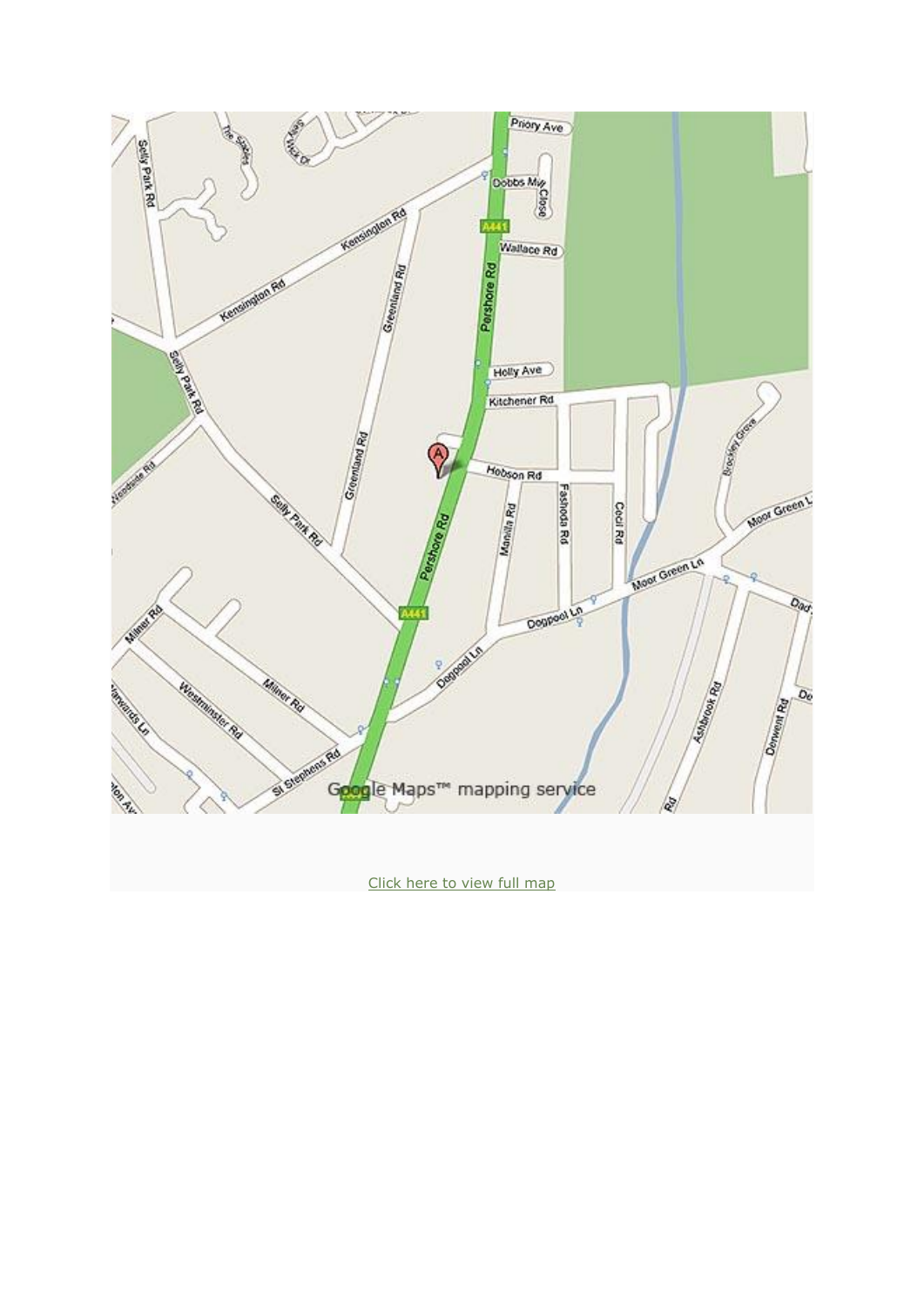Click here to view full map